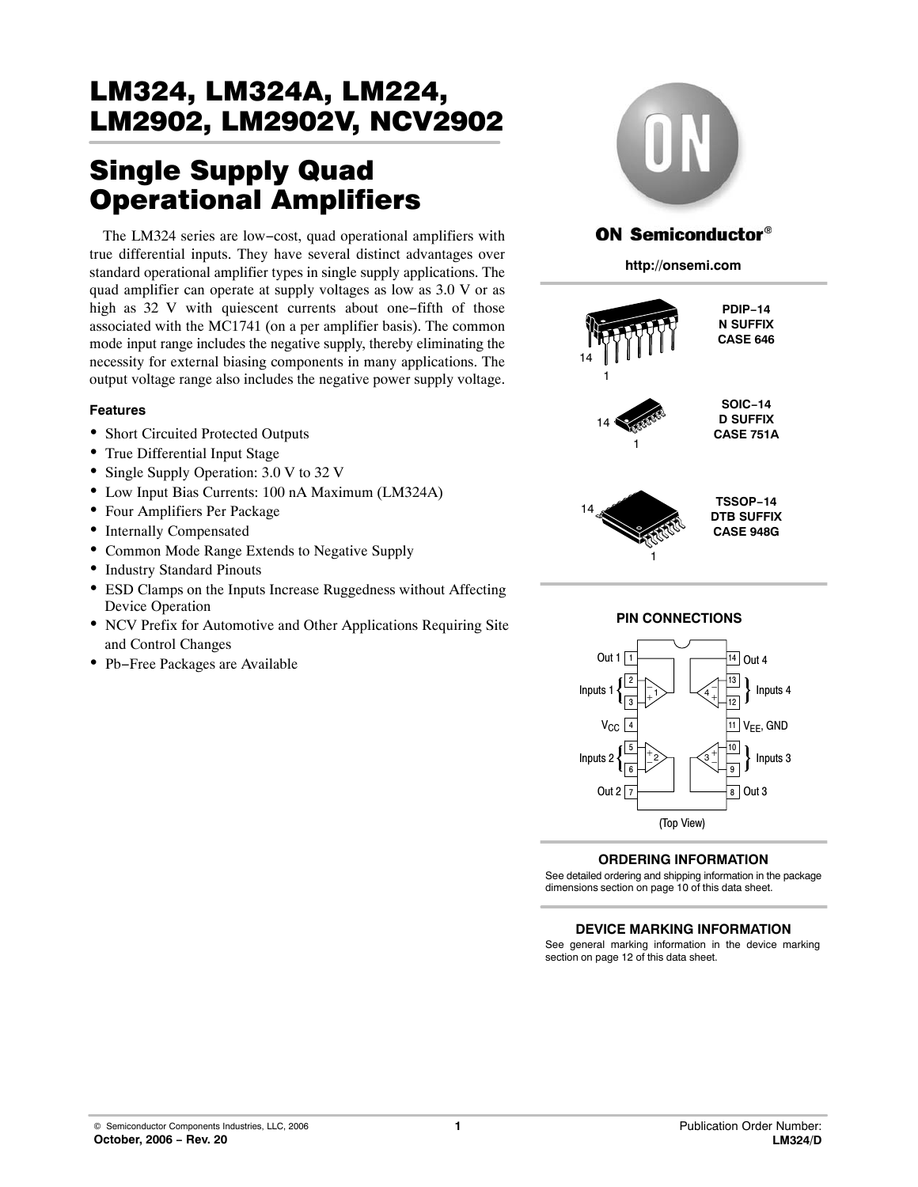# LM324, LM324A, LM224, LM2902, LM2902V, NCV2902

# Single Supply Quad Operational Amplifiers

The LM324 series are low−cost, quad operational amplifiers with true differential inputs. They have several distinct advantages over standard operational amplifier types in single supply applications. The quad amplifier can operate at supply voltages as low as 3.0 V or as high as 32 V with quiescent currents about one−fifth of those associated with the MC1741 (on a per amplifier basis). The common mode input range includes the negative supply, thereby eliminating the necessity for external biasing components in many applications. The output voltage range also includes the negative power supply voltage.

### Features

- Short Circuited Protected Outputs
- True Differential Input Stage
- Single Supply Operation: 3.0 V to 32 V
- Low Input Bias Currents: 100 nA Maximum (LM324A)
- Four Amplifiers Per Package
- Internally Compensated
- Common Mode Range Extends to Negative Supply
- Industry Standard Pinouts
- ESD Clamps on the Inputs Increase Ruggedness without Affecting Device Operation
- NCV Prefix for Automotive and Other Applications Requiring Site and Control Changes
- Pb−Free Packages are Available

**ON Semiconductor®**

**http://onsemi.com**

**PDIP−14**
**N SUFFIX**
**CASE 646**

**SOIC−14**
**D SUFFIX**
**CASE 751A**

**TSSOP−14**
**DTB SUFFIX**
**CASE 948G**

### PIN CONNECTIONS

| Pin | Function | Pin | Function |
|---|---|---|---|
| 1 | Out 1 | 14 | Out 4 |
| 2 | Inputs 1 | 13 | Inputs 4 |
| 3 | Inputs 1 | 12 | Inputs 4 |
| 4 | $V_{CC}$ | 11 | $V_{EE}$, GND |
| 5 | Inputs 2 | 10 | Inputs 3 |
| 6 | Inputs 2 | 9 | Inputs 3 |
| 7 | Out 2 | 8 | Out 3 |

(Top View)

### ORDERING INFORMATION

See detailed ordering and shipping information in the package dimensions section on page 10 of this data sheet.

### DEVICE MARKING INFORMATION

See general marking information in the device marking section on page 12 of this data sheet.

© Semiconductor Components Industries, LLC, 2006
**October, 2006 − Rev. 20**

Publication Order Number:
**LM324/D**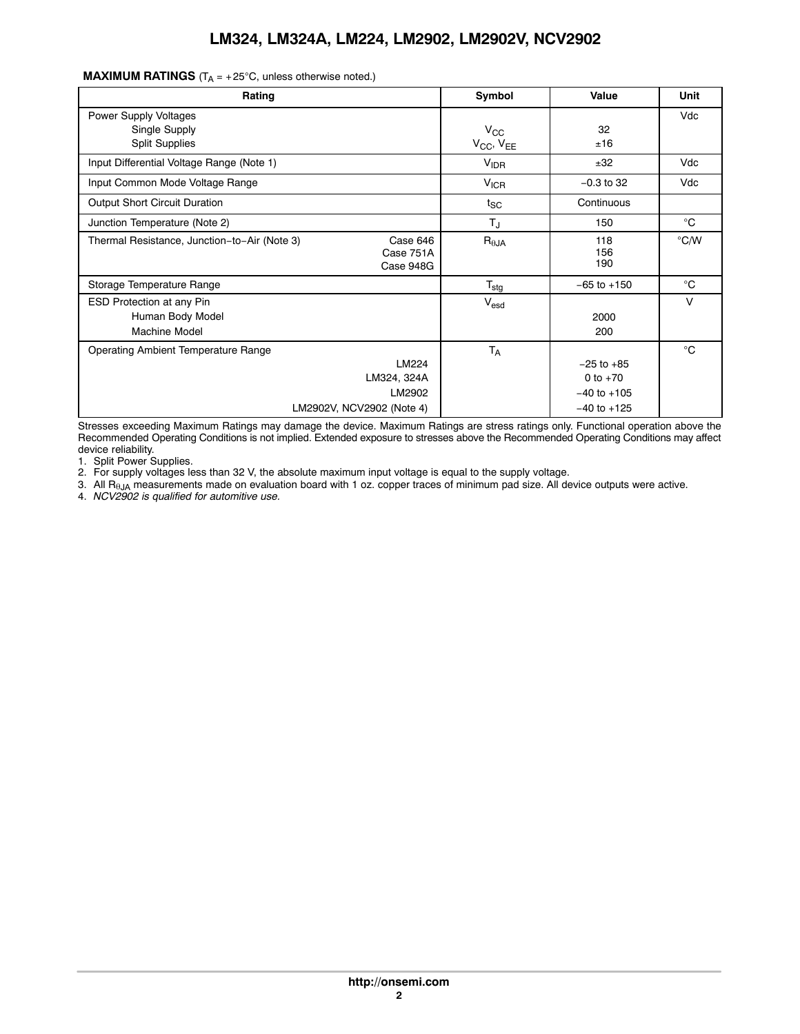**MAXIMUM RATINGS** ($T_A$ = +25°C, unless otherwise noted.)

| Rating | Symbol | Value | Unit |
|---|---|---|---|
| Power Supply Voltages<br>Single Supply<br>Split Supplies | <br>$V_{CC}$<br>$V_{CC}$, $V_{EE}$ | <br>32<br>±16 | Vdc |
| Input Differential Voltage Range (Note 1) | $V_{IDR}$ | ±32 | Vdc |
| Input Common Mode Voltage Range | $V_{ICR}$ | −0.3 to 32 | Vdc |
| Output Short Circuit Duration | $t_{SC}$ | Continuous | |
| Junction Temperature (Note 2) | $T_J$ | 150 | °C |
| Thermal Resistance, Junction−to−Air (Note 3) Case 646<br>Case 751A<br>Case 948G | $R_{\theta JA}$ | 118<br>156<br>190 | °C/W |
| Storage Temperature Range | $T_{stg}$ | −65 to +150 | °C |
| ESD Protection at any Pin<br>Human Body Model<br>Machine Model | $V_{esd}$ | <br>2000<br>200 | V |
| Operating Ambient Temperature Range<br>LM224<br>LM324, 324A<br>LM2902<br>LM2902V, NCV2902 (Note 4) | $T_A$ | <br>−25 to +85<br>0 to +70<br>−40 to +105<br>−40 to +125 | °C |

Stresses exceeding Maximum Ratings may damage the device. Maximum Ratings are stress ratings only. Functional operation above the Recommended Operating Conditions is not implied. Extended exposure to stresses above the Recommended Operating Conditions may affect device reliability.

1. Split Power Supplies.
2. For supply voltages less than 32 V, the absolute maximum input voltage is equal to the supply voltage.
3. All $R_{\theta JA}$ measurements made on evaluation board with 1 oz. copper traces of minimum pad size. All device outputs were active.
4. *NCV2902 is qualified for automitive use.*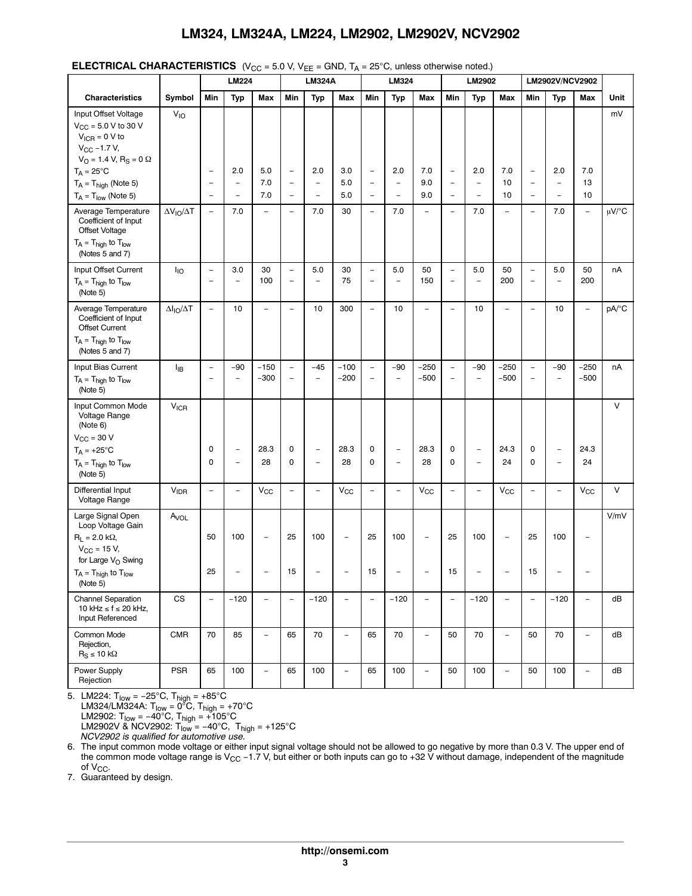## ELECTRICAL CHARACTERISTICS ($V_{CC}$ = 5.0 V, $V_{EE}$ = GND, $T_A$ = 25°C, unless otherwise noted.)

| Characteristics | Symbol | LM224 | | | LM324A | | | LM324 | | | LM2902 | | | LM2902V/NCV2902 | | | Unit |
|---|---|---|---|---|---|---|---|---|---|---|---|---|---|---|---|---|---|
| | | Min | Typ | Max | Min | Typ | Max | Min | Typ | Max | Min | Typ | Max | Min | Typ | Max | |
| Input Offset Voltage<br>$V_{CC}$ = 5.0 V to 30 V<br>$V_{ICR}$ = 0 V to $V_{CC}$ −1.7 V,<br>$V_O$ = 1.4 V, $R_S$ = 0 Ω | $V_{IO}$ | | | | | | | | | | | | | | | | mV |
| $T_A$ = 25°C | | – | 2.0 | 5.0 | – | 2.0 | 3.0 | – | 2.0 | 7.0 | – | 2.0 | 7.0 | – | 2.0 | 7.0 | |
| $T_A$ = $T_{high}$ (Note 5) | | – | – | 7.0 | – | – | 5.0 | – | – | 9.0 | – | – | 10 | – | – | 13 | |
| $T_A$ = $T_{low}$ (Note 5) | | – | – | 7.0 | – | – | 5.0 | – | – | 9.0 | – | – | 10 | – | – | 10 | |
| Average Temperature Coefficient of Input Offset Voltage<br>$T_A$ = $T_{high}$ to $T_{low}$ (Notes 5 and 7) | $\Delta V_{IO}/\Delta T$ | – | 7.0 | – | – | 7.0 | 30 | – | 7.0 | – | – | 7.0 | – | – | 7.0 | – | μV/°C |
| Input Offset Current | $I_{IO}$ | – | 3.0 | 30 | – | 5.0 | 30 | – | 5.0 | 50 | – | 5.0 | 50 | – | 5.0 | 50 | nA |
| $T_A$ = $T_{high}$ to $T_{low}$ (Note 5) | | – | – | 100 | – | – | 75 | – | – | 150 | – | – | 200 | – | – | 200 | |
| Average Temperature Coefficient of Input Offset Current<br>$T_A$ = $T_{high}$ to $T_{low}$ (Notes 5 and 7) | $\Delta I_{IO}/\Delta T$ | – | 10 | – | – | 10 | 300 | – | 10 | – | – | 10 | – | – | 10 | – | pA/°C |
| Input Bias Current | $I_{IB}$ | – | −90 | −150 | – | −45 | −100 | – | −90 | −250 | – | −90 | −250 | – | −90 | −250 | nA |
| $T_A$ = $T_{high}$ to $T_{low}$ (Note 5) | | – | – | −300 | – | – | −200 | – | – | −500 | – | – | −500 | – | – | −500 | |
| Input Common Mode Voltage Range (Note 6)<br>$V_{CC}$ = 30 V | $V_{ICR}$ | | | | | | | | | | | | | | | | V |
| $T_A$ = +25°C | | 0 | – | 28.3 | 0 | – | 28.3 | 0 | – | 28.3 | 0 | – | 24.3 | 0 | – | 24.3 | |
| $T_A$ = $T_{high}$ to $T_{low}$ (Note 5) | | 0 | – | 28 | 0 | – | 28 | 0 | – | 28 | 0 | – | 24 | 0 | – | 24 | |
| Differential Input Voltage Range | $V_{IDR}$ | – | – | $V_{CC}$ | – | – | $V_{CC}$ | – | – | $V_{CC}$ | – | – | $V_{CC}$ | – | – | $V_{CC}$ | V |
| Large Signal Open Loop Voltage Gain | $A_{VOL}$ | | | | | | | | | | | | | | | | V/mV |
| $R_L$ = 2.0 kΩ, $V_{CC}$ = 15 V, for Large $V_O$ Swing | | 50 | 100 | – | 25 | 100 | – | 25 | 100 | – | 25 | 100 | – | 25 | 100 | – | |
| $T_A$ = $T_{high}$ to $T_{low}$ (Note 5) | | 25 | – | – | 15 | – | – | 15 | – | – | 15 | – | – | 15 | – | – | |
| Channel Separation<br>10 kHz ≤ f ≤ 20 kHz, Input Referenced | CS | – | −120 | – | – | −120 | – | – | −120 | – | – | −120 | – | – | −120 | – | dB |
| Common Mode Rejection, $R_S$ ≤ 10 kΩ | CMR | 70 | 85 | – | 65 | 70 | – | 65 | 70 | – | 50 | 70 | – | 50 | 70 | – | dB |
| Power Supply Rejection | PSR | 65 | 100 | – | 65 | 100 | – | 65 | 100 | – | 50 | 100 | – | 50 | 100 | – | dB |

5. LM224: $T_{low}$ = −25°C, $T_{high}$ = +85°C
   LM324/LM324A: $T_{low}$ = 0°C, $T_{high}$ = +70°C
   LM2902: $T_{low}$ = −40°C, $T_{high}$ = +105°C
   LM2902V & NCV2902: $T_{low}$ = −40°C, $T_{high}$ = +125°C
   *NCV2902 is qualified for automotive use.*
6. The input common mode voltage or either input signal voltage should not be allowed to go negative by more than 0.3 V. The upper end of the common mode voltage range is $V_{CC}$ −1.7 V, but either or both inputs can go to +32 V without damage, independent of the magnitude of $V_{CC}$.
7. Guaranteed by design.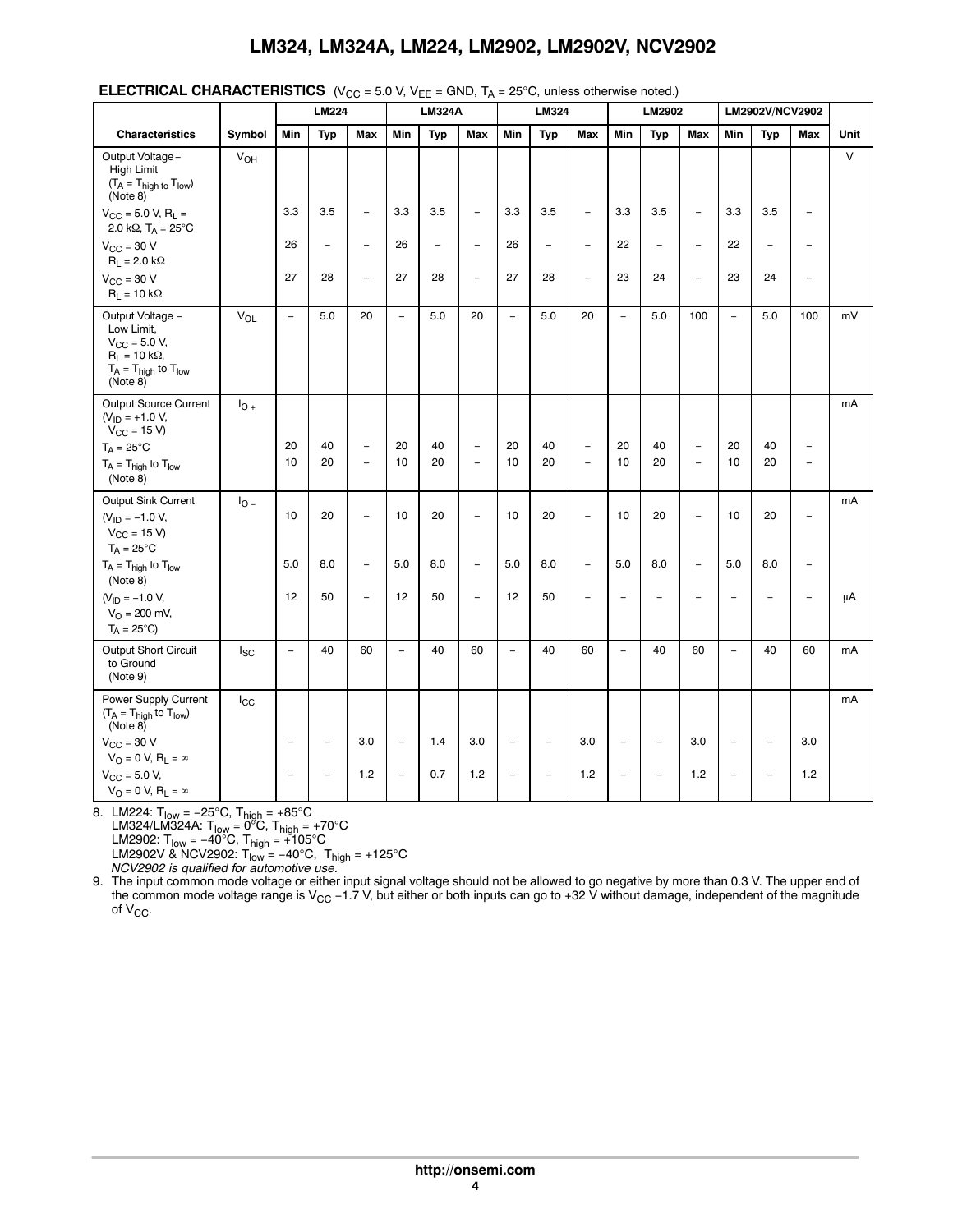## ELECTRICAL CHARACTERISTICS ($V_{CC}$ = 5.0 V, $V_{EE}$ = GND, $T_A$ = 25°C, unless otherwise noted.)

| | | LM224 | | | LM324A | | | LM324 | | | LM2902 | | | LM2902V/NCV2902 | | | |
|---|---|---|---|---|---|---|---|---|---|---|---|---|---|---|---|---|---|
| **Characteristics** | **Symbol** | **Min** | **Typ** | **Max** | **Min** | **Typ** | **Max** | **Min** | **Typ** | **Max** | **Min** | **Typ** | **Max** | **Min** | **Typ** | **Max** | **Unit** |
| Output Voltage − High Limit ($T_A = T_{high}$ to $T_{low}$) (Note 8) | $V_{OH}$ | | | | | | | | | | | | | | | | V |
| $V_{CC}$ = 5.0 V, $R_L$ = 2.0 kΩ, $T_A$ = 25°C | | 3.3 | 3.5 | − | 3.3 | 3.5 | − | 3.3 | 3.5 | − | 3.3 | 3.5 | − | 3.3 | 3.5 | − | |
| $V_{CC}$ = 30 V $R_L$ = 2.0 kΩ | | 26 | − | − | 26 | − | − | 26 | − | − | 22 | − | − | 22 | − | − | |
| $V_{CC}$ = 30 V $R_L$ = 10 kΩ | | 27 | 28 | − | 27 | 28 | − | 27 | 28 | − | 23 | 24 | − | 23 | 24 | − | |
| Output Voltage − Low Limit, $V_{CC}$ = 5.0 V, $R_L$ = 10 kΩ, $T_A = T_{high}$ to $T_{low}$ (Note 8) | $V_{OL}$ | − | 5.0 | 20 | − | 5.0 | 20 | − | 5.0 | 20 | − | 5.0 | 100 | − | 5.0 | 100 | mV |
| Output Source Current ($V_{ID}$ = +1.0 V, $V_{CC}$ = 15 V) | $I_{O+}$ | | | | | | | | | | | | | | | | mA |
| $T_A$ = 25°C | | 20 | 40 | − | 20 | 40 | − | 20 | 40 | − | 20 | 40 | − | 20 | 40 | − | |
| $T_A = T_{high}$ to $T_{low}$ (Note 8) | | 10 | 20 | − | 10 | 20 | − | 10 | 20 | − | 10 | 20 | − | 10 | 20 | − | |
| Output Sink Current ($V_{ID}$ = −1.0 V, $V_{CC}$ = 15 V) $T_A$ = 25°C | $I_{O-}$ | 10 | 20 | − | 10 | 20 | − | 10 | 20 | − | 10 | 20 | − | 10 | 20 | − | mA |
| $T_A = T_{high}$ to $T_{low}$ (Note 8) | | 5.0 | 8.0 | − | 5.0 | 8.0 | − | 5.0 | 8.0 | − | 5.0 | 8.0 | − | 5.0 | 8.0 | − | |
| ($V_{ID}$ = −1.0 V, $V_O$ = 200 mV, $T_A$ = 25°C) | | 12 | 50 | − | 12 | 50 | − | 12 | 50 | − | − | − | − | − | − | − | μA |
| Output Short Circuit to Ground (Note 9) | $I_{SC}$ | − | 40 | 60 | − | 40 | 60 | − | 40 | 60 | − | 40 | 60 | − | 40 | 60 | mA |
| Power Supply Current ($T_A = T_{high}$ to $T_{low}$) (Note 8) | $I_{CC}$ | | | | | | | | | | | | | | | | mA |
| $V_{CC}$ = 30 V $V_O$ = 0 V, $R_L$ = ∞ | | − | − | 3.0 | − | 1.4 | 3.0 | − | − | 3.0 | − | − | 3.0 | − | − | 3.0 | |
| $V_{CC}$ = 5.0 V, $V_O$ = 0 V, $R_L$ = ∞ | | − | − | 1.2 | − | 0.7 | 1.2 | − | − | 1.2 | − | − | 1.2 | − | − | 1.2 | |

8. LM224: $T_{low}$ = −25°C, $T_{high}$ = +85°C
   LM324/LM324A: $T_{low}$ = 0°C, $T_{high}$ = +70°C
   LM2902: $T_{low}$ = −40°C, $T_{high}$ = +105°C
   LM2902V & NCV2902: $T_{low}$ = −40°C, $T_{high}$ = +125°C
   *NCV2902 is qualified for automotive use.*
9. The input common mode voltage or either input signal voltage should not be allowed to go negative by more than 0.3 V. The upper end of the common mode voltage range is $V_{CC}$ −1.7 V, but either or both inputs can go to +32 V without damage, independent of the magnitude of $V_{CC}$.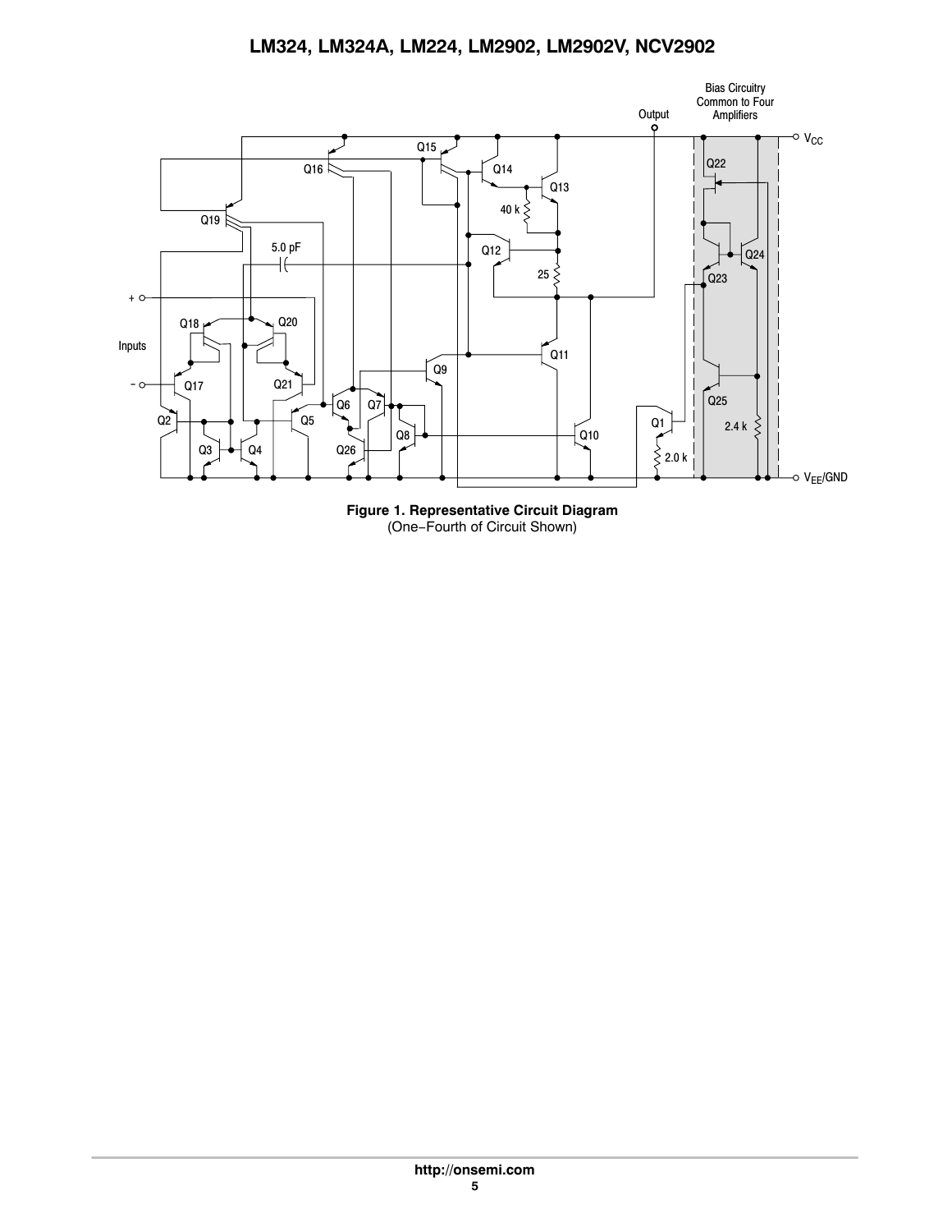**Figure 1. Representative Circuit Diagram**
(One−Fourth of Circuit Shown)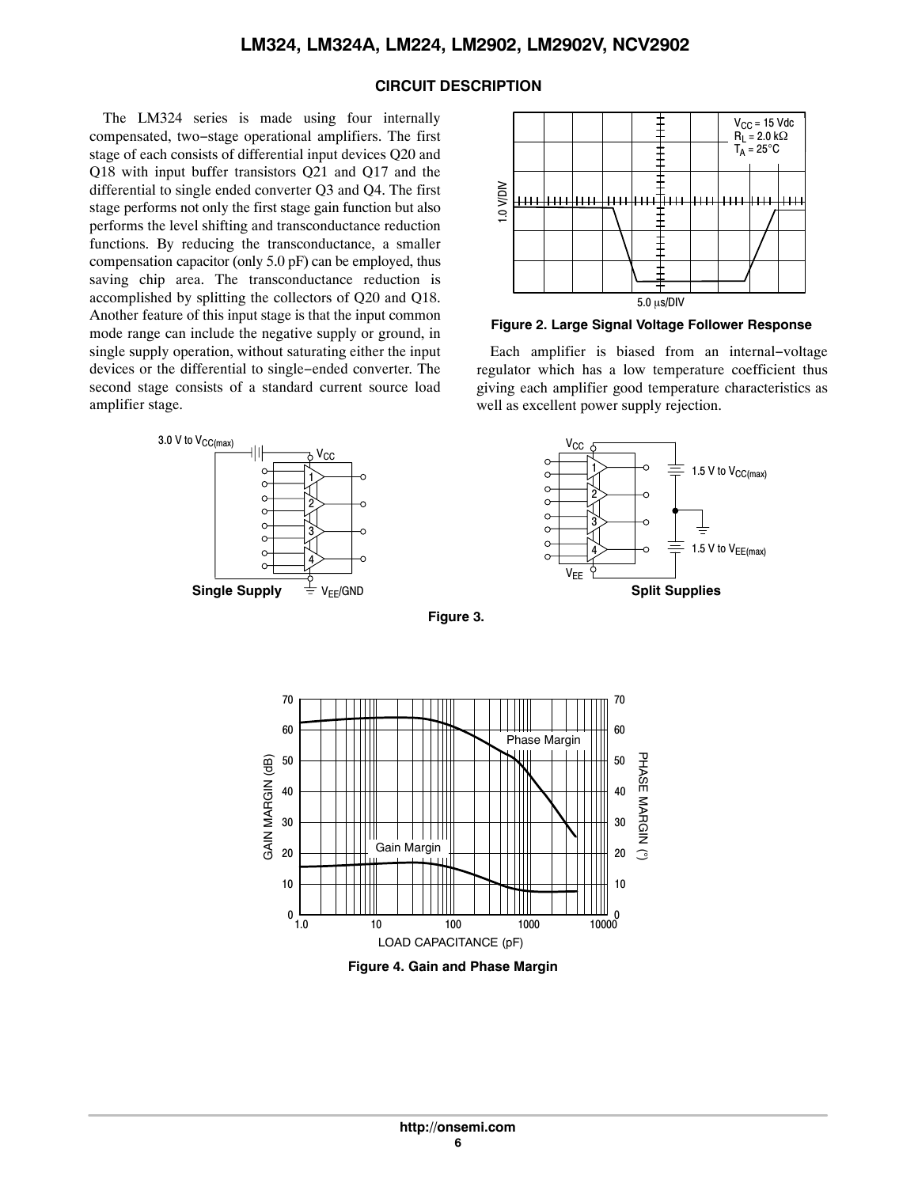## CIRCUIT DESCRIPTION

The LM324 series is made using four internally compensated, two−stage operational amplifiers. The first stage of each consists of differential input devices Q20 and Q18 with input buffer transistors Q21 and Q17 and the differential to single ended converter Q3 and Q4. The first stage performs not only the first stage gain function but also performs the level shifting and transconductance reduction functions. By reducing the transconductance, a smaller compensation capacitor (only 5.0 pF) can be employed, thus saving chip area. The transconductance reduction is accomplished by splitting the collectors of Q20 and Q18. Another feature of this input stage is that the input common mode range can include the negative supply or ground, in single supply operation, without saturating either the input devices or the differential to single−ended converter. The second stage consists of a standard current source load amplifier stage.

Each amplifier is biased from an internal−voltage regulator which has a low temperature coefficient thus giving each amplifier good temperature characteristics as well as excellent power supply rejection.

**Figure 2. Large Signal Voltage Follower Response**

**Figure 3.**

**Figure 4. Gain and Phase Margin**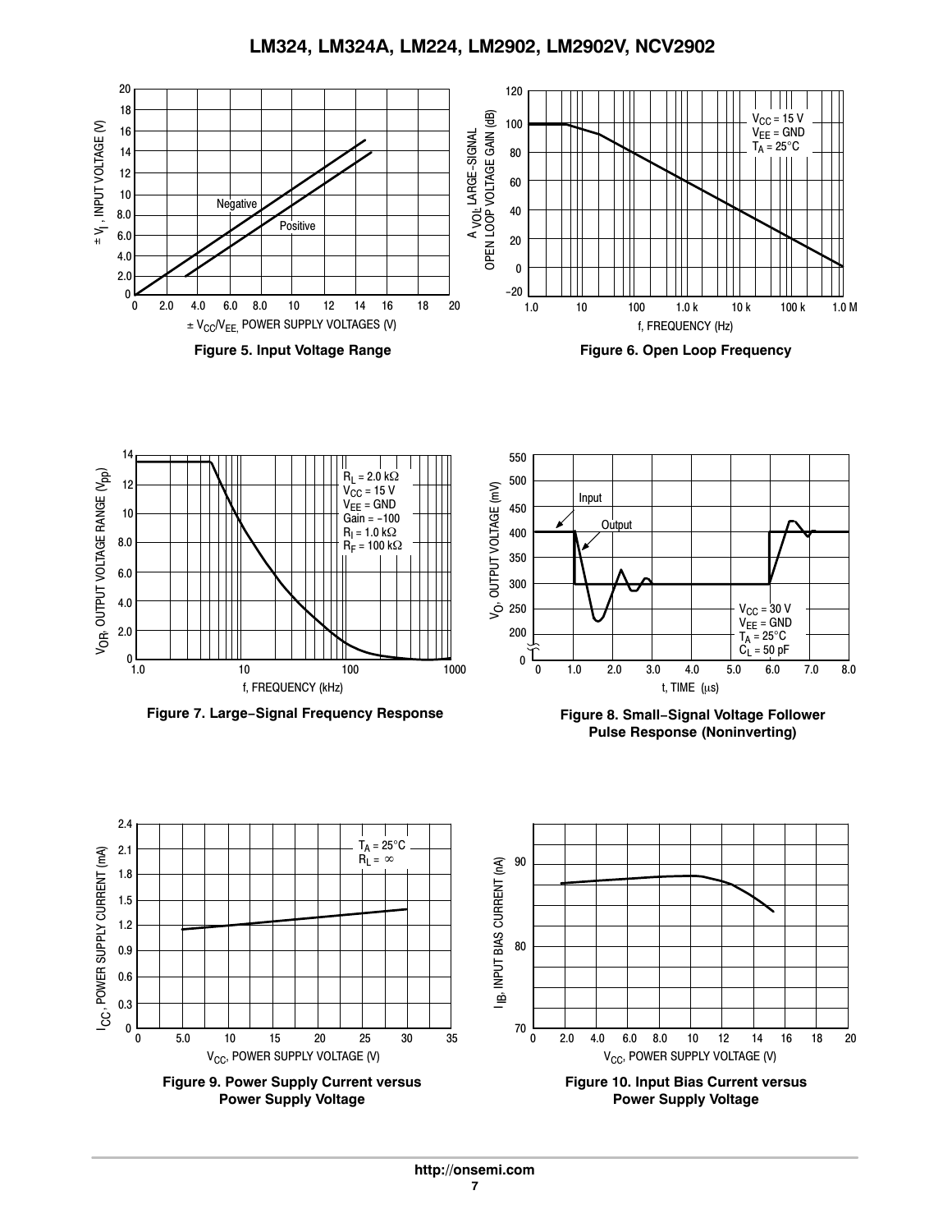Figure 5. Input Voltage Range

Figure 6. Open Loop Frequency

Figure 7. Large−Signal Frequency Response

Figure 8. Small−Signal Voltage Follower Pulse Response (Noninverting)

Figure 9. Power Supply Current versus Power Supply Voltage

Figure 10. Input Bias Current versus Power Supply Voltage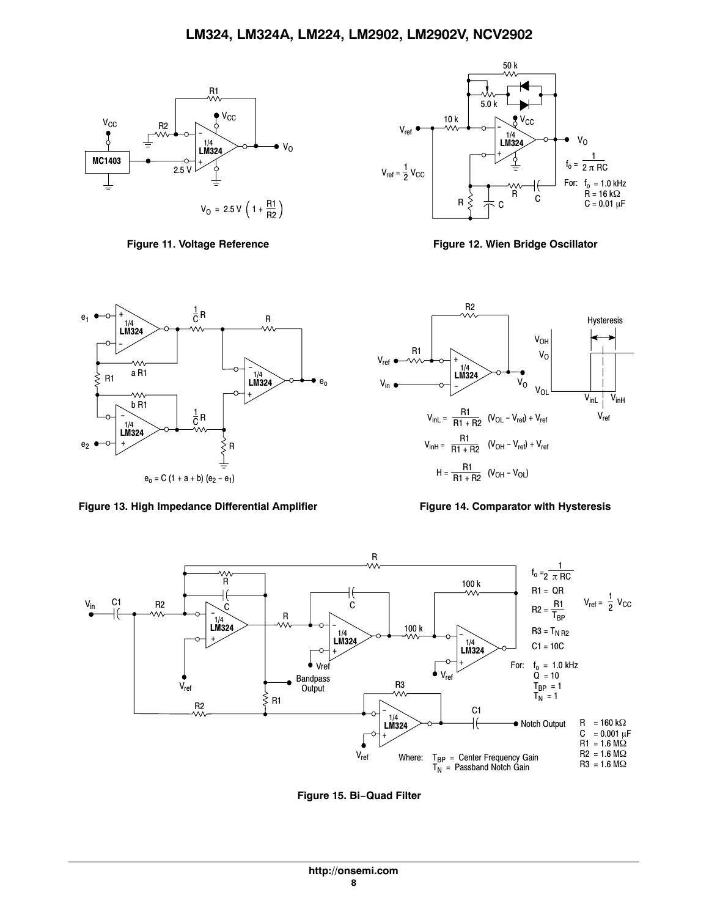$V_O = 2.5\ V\left(1 + \frac{R1}{R2}\right)$

**Figure 11. Voltage Reference**

$f_o = \frac{1}{2\pi RC}$

For: $f_o$ = 1.0 kHz
R = 16 kΩ
C = 0.01 μF

$V_{ref} = \frac{1}{2} V_{CC}$

**Figure 12. Wien Bridge Oscillator**

$e_o = C\,(1 + a + b)\,(e_2 - e_1)$

**Figure 13. High Impedance Differential Amplifier**

$V_{inL} = \frac{R1}{R1 + R2}(V_{OL} - V_{ref}) + V_{ref}$

$V_{inH} = \frac{R1}{R1 + R2}(V_{OH} - V_{ref}) + V_{ref}$

$H = \frac{R1}{R1 + R2}(V_{OH} - V_{OL})$

**Figure 14. Comparator with Hysteresis**

$f_o = \frac{1}{2\pi RC}$

$R1 = QR$

$R2 = \frac{R1}{T_{BP}}$

$R3 = T_N R2$

$C1 = 10C$

$V_{ref} = \frac{1}{2} V_{CC}$

For: $f_o$ = 1.0 kHz
Q = 10
$T_{BP}$ = 1
$T_N$ = 1

R = 160 kΩ
C = 0.001 μF
R1 = 1.6 MΩ
R2 = 1.6 MΩ
R3 = 1.6 MΩ

Where: $T_{BP}$ = Center Frequency Gain
$T_N$ = Passband Notch Gain

**Figure 15. Bi−Quad Filter**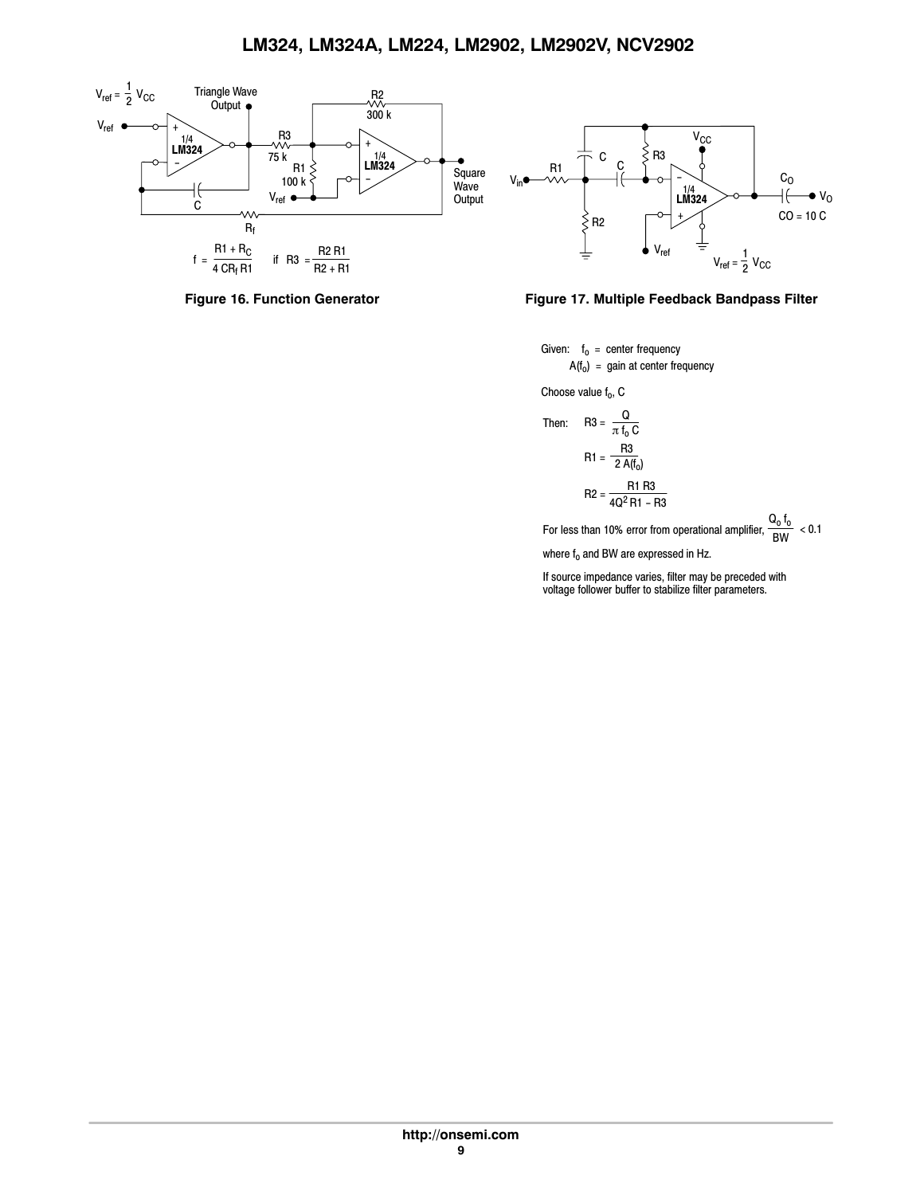$$f = \frac{R1 + R_C}{4\,CR_f\,R1} \quad \text{if} \quad R3 = \frac{R2\,R1}{R2 + R1}$$

**Figure 16. Function Generator**

$V_{ref} = \frac{1}{2}\,V_{CC}$

CO = 10 C

**Figure 17. Multiple Feedback Bandpass Filter**

Given: $f_o$ = center frequency

$A(f_o)$ = gain at center frequency

Choose value $f_o$, C

Then:

$$R3 = \frac{Q}{\pi\,f_o\,C}$$

$$R1 = \frac{R3}{2\,A(f_o)}$$

$$R2 = \frac{R1\,R3}{4Q^2\,R1 - R3}$$

For less than 10% error from operational amplifier, $\frac{Q_o\,f_o}{BW} < 0.1$

where $f_o$ and BW are expressed in Hz.

If source impedance varies, filter may be preceded with voltage follower buffer to stabilize filter parameters.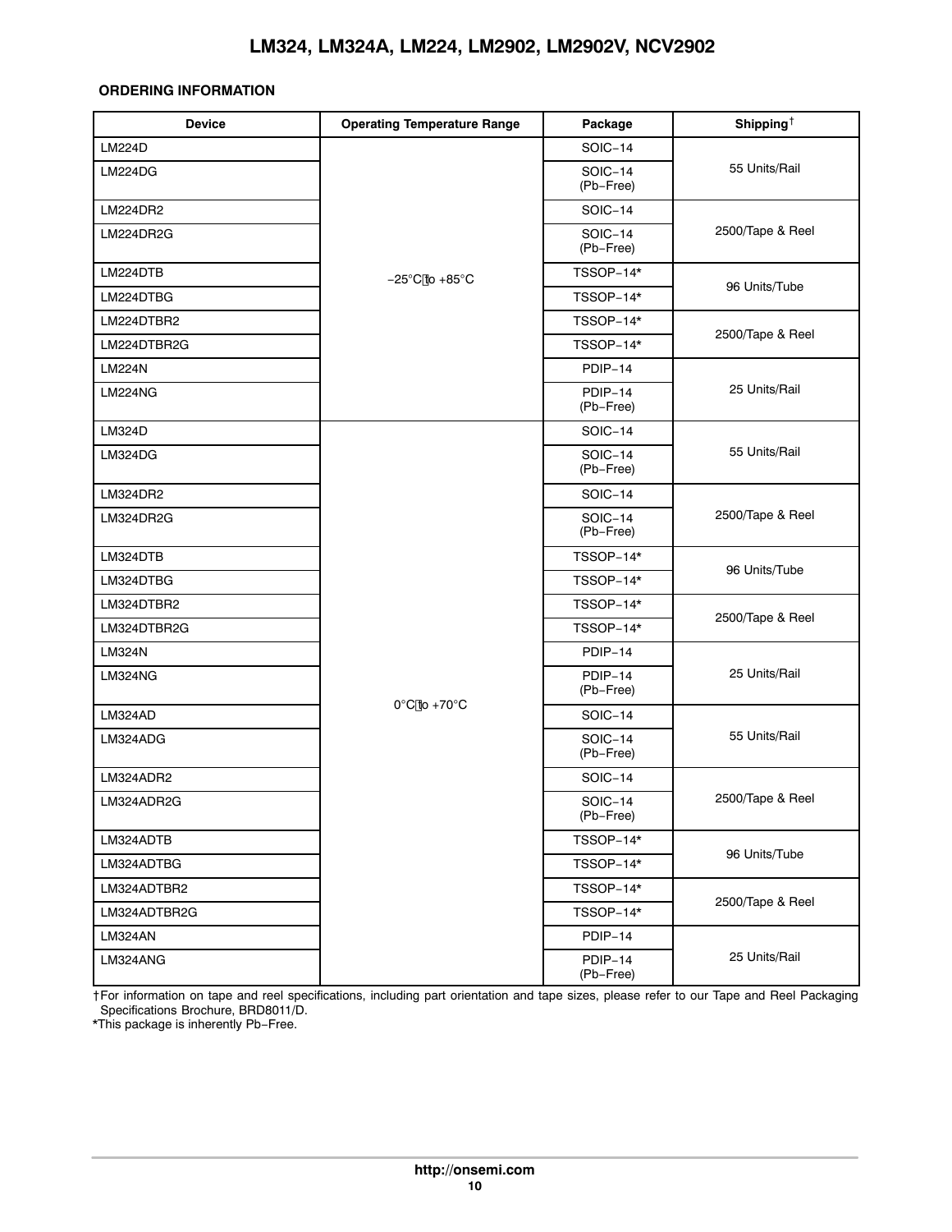**ORDERING INFORMATION**

| Device | Operating Temperature Range | Package | Shipping† |
|---|---|---|---|
| LM224D | −25°C to +85°C | SOIC−14 | 55 Units/Rail |
| LM224DG | | SOIC−14 (Pb−Free) | |
| LM224DR2 | | SOIC−14 | 2500/Tape & Reel |
| LM224DR2G | | SOIC−14 (Pb−Free) | |
| LM224DTB | | TSSOP−14* | 96 Units/Tube |
| LM224DTBG | | TSSOP−14* | |
| LM224DTBR2 | | TSSOP−14* | 2500/Tape & Reel |
| LM224DTBR2G | | TSSOP−14* | |
| LM224N | | PDIP−14 | 25 Units/Rail |
| LM224NG | | PDIP−14 (Pb−Free) | |
| LM324D | 0°C to +70°C | SOIC−14 | 55 Units/Rail |
| LM324DG | | SOIC−14 (Pb−Free) | |
| LM324DR2 | | SOIC−14 | 2500/Tape & Reel |
| LM324DR2G | | SOIC−14 (Pb−Free) | |
| LM324DTB | | TSSOP−14* | 96 Units/Tube |
| LM324DTBG | | TSSOP−14* | |
| LM324DTBR2 | | TSSOP−14* | 2500/Tape & Reel |
| LM324DTBR2G | | TSSOP−14* | |
| LM324N | | PDIP−14 | 25 Units/Rail |
| LM324NG | | PDIP−14 (Pb−Free) | |
| LM324AD | | SOIC−14 | 55 Units/Rail |
| LM324ADG | | SOIC−14 (Pb−Free) | |
| LM324ADR2 | | SOIC−14 | 2500/Tape & Reel |
| LM324ADR2G | | SOIC−14 (Pb−Free) | |
| LM324ADTB | | TSSOP−14* | 96 Units/Tube |
| LM324ADTBG | | TSSOP−14* | |
| LM324ADTBR2 | | TSSOP−14* | 2500/Tape & Reel |
| LM324ADTBR2G | | TSSOP−14* | |
| LM324AN | | PDIP−14 | 25 Units/Rail |
| LM324ANG | | PDIP−14 (Pb−Free) | |

†For information on tape and reel specifications, including part orientation and tape sizes, please refer to our Tape and Reel Packaging Specifications Brochure, BRD8011/D.

*This package is inherently Pb−Free.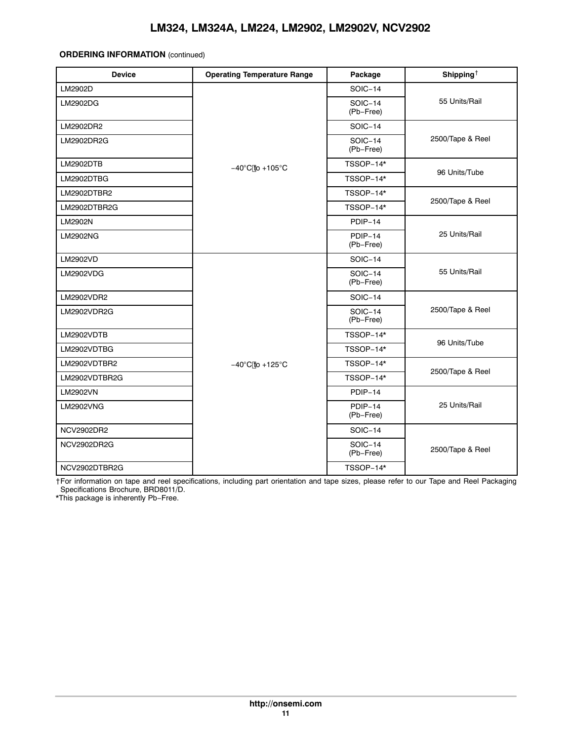**ORDERING INFORMATION** (continued)

| Device | Operating Temperature Range | Package | Shipping† |
|---|---|---|---|
| LM2902D | −40°C to +105°C | SOIC−14 | 55 Units/Rail |
| LM2902DG | | SOIC−14 (Pb−Free) | |
| LM2902DR2 | | SOIC−14 | 2500/Tape & Reel |
| LM2902DR2G | | SOIC−14 (Pb−Free) | |
| LM2902DTB | | TSSOP−14* | 96 Units/Tube |
| LM2902DTBG | | TSSOP−14* | |
| LM2902DTBR2 | | TSSOP−14* | 2500/Tape & Reel |
| LM2902DTBR2G | | TSSOP−14* | |
| LM2902N | | PDIP−14 | 25 Units/Rail |
| LM2902NG | | PDIP−14 (Pb−Free) | |
| LM2902VD | −40°C to +125°C | SOIC−14 | 55 Units/Rail |
| LM2902VDG | | SOIC−14 (Pb−Free) | |
| LM2902VDR2 | | SOIC−14 | 2500/Tape & Reel |
| LM2902VDR2G | | SOIC−14 (Pb−Free) | |
| LM2902VDTB | | TSSOP−14* | 96 Units/Tube |
| LM2902VDTBG | | TSSOP−14* | |
| LM2902VDTBR2 | | TSSOP−14* | 2500/Tape & Reel |
| LM2902VDTBR2G | | TSSOP−14* | |
| LM2902VN | | PDIP−14 | 25 Units/Rail |
| LM2902VNG | | PDIP−14 (Pb−Free) | |
| NCV2902DR2 | | SOIC−14 | 2500/Tape & Reel |
| NCV2902DR2G | | SOIC−14 (Pb−Free) | |
| NCV2902DTBR2G | | TSSOP−14* | |

†For information on tape and reel specifications, including part orientation and tape sizes, please refer to our Tape and Reel Packaging Specifications Brochure, BRD8011/D.

*This package is inherently Pb−Free.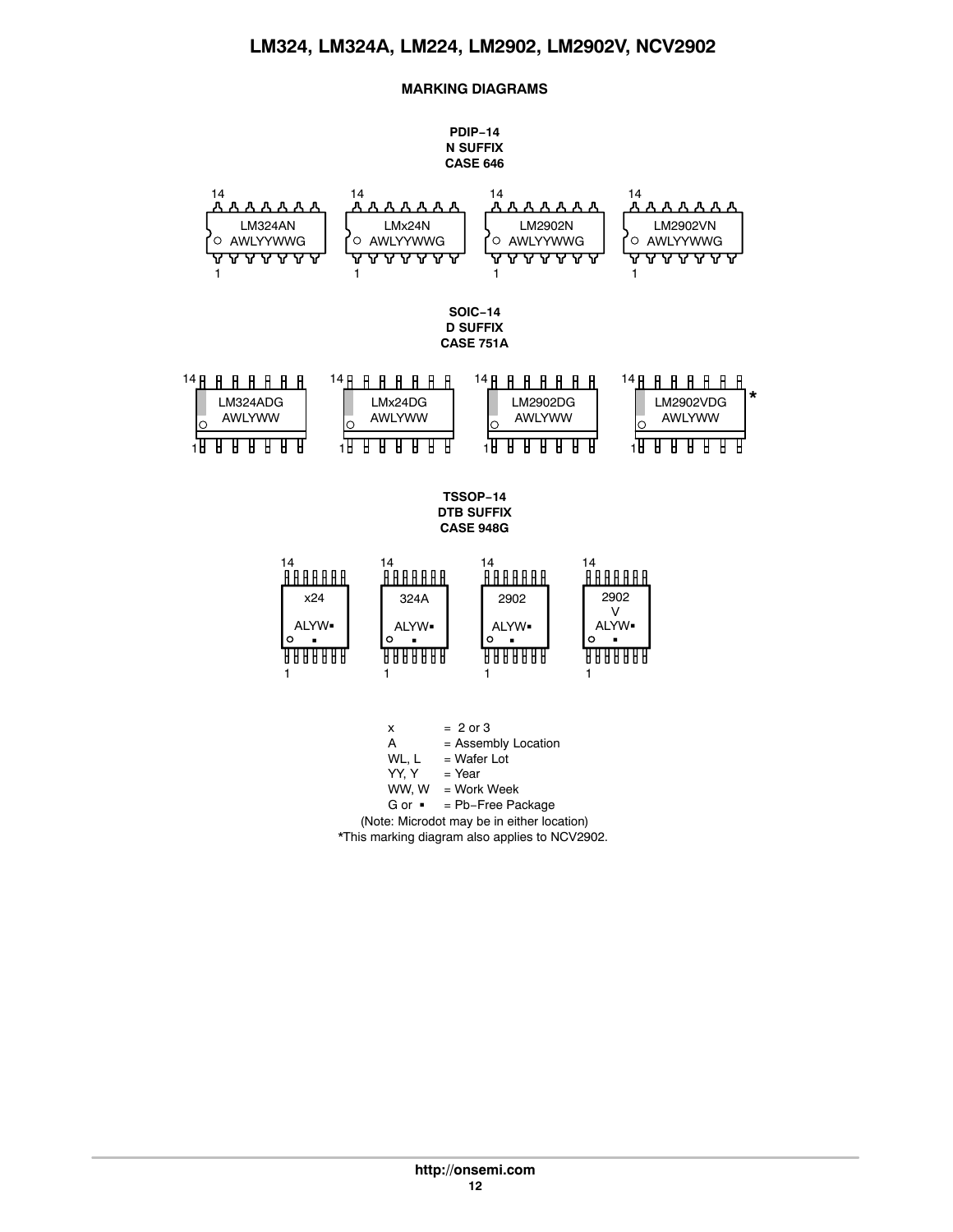## MARKING DIAGRAMS

**PDIP−14**
**N SUFFIX**
**CASE 646**

LM324AN
AWLYYWWG

LMx24N
AWLYYWWG

LM2902N
AWLYYWWG

LM2902VN
AWLYYWWG

**SOIC−14**
**D SUFFIX**
**CASE 751A**

LM324ADG
AWLYWW

LMx24DG
AWLYWW

LM2902DG
AWLYWW

LM2902VDG
AWLYWW *

**TSSOP−14**
**DTB SUFFIX**
**CASE 948G**

x24
ALYW▪

324A
ALYW▪

2902
ALYW▪

2902
V
ALYW▪

x = 2 or 3
A = Assembly Location
WL, L = Wafer Lot
YY, Y = Year
WW, W = Work Week
G or ▪ = Pb−Free Package
(Note: Microdot may be in either location)
*This marking diagram also applies to NCV2902.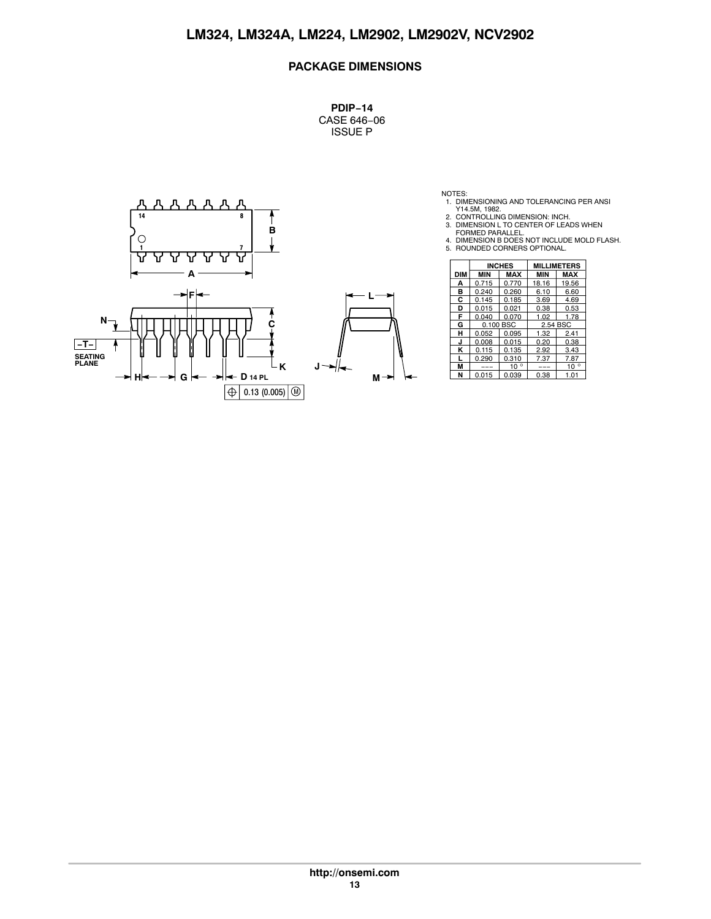## PACKAGE DIMENSIONS

**PDIP−14**
CASE 646−06
ISSUE P

NOTES:
1. DIMENSIONING AND TOLERANCING PER ANSI Y14.5M, 1982.
2. CONTROLLING DIMENSION: INCH.
3. DIMENSION L TO CENTER OF LEADS WHEN FORMED PARALLEL.
4. DIMENSION B DOES NOT INCLUDE MOLD FLASH.
5. ROUNDED CORNERS OPTIONAL.

| DIM | INCHES MIN | INCHES MAX | MILLIMETERS MIN | MILLIMETERS MAX |
|---|---|---|---|---|
| A | 0.715 | 0.770 | 18.16 | 19.56 |
| B | 0.240 | 0.260 | 6.10 | 6.60 |
| C | 0.145 | 0.185 | 3.69 | 4.69 |
| D | 0.015 | 0.021 | 0.38 | 0.53 |
| F | 0.040 | 0.070 | 1.02 | 1.78 |
| G | 0.100 BSC | | 2.54 BSC | |
| H | 0.052 | 0.095 | 1.32 | 2.41 |
| J | 0.008 | 0.015 | 0.20 | 0.38 |
| K | 0.115 | 0.135 | 2.92 | 3.43 |
| L | 0.290 | 0.310 | 7.37 | 7.87 |
| M | --- | 10° | --- | 10° |
| N | 0.015 | 0.039 | 0.38 | 1.01 |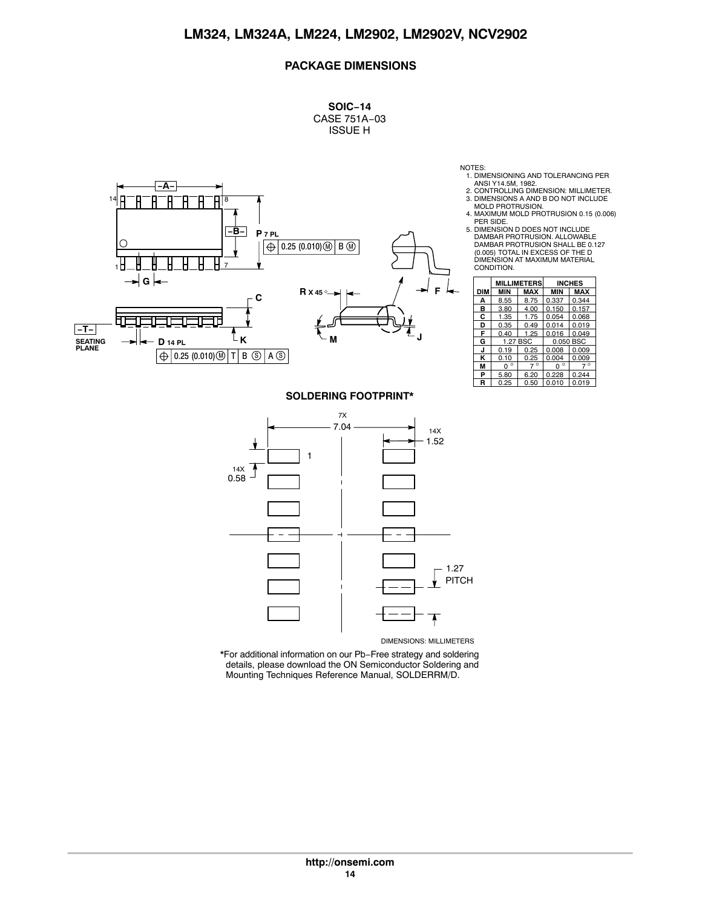## PACKAGE DIMENSIONS

**SOIC−14**
CASE 751A−03
ISSUE H

NOTES:
1. DIMENSIONING AND TOLERANCING PER ANSI Y14.5M, 1982.
2. CONTROLLING DIMENSION: MILLIMETER.
3. DIMENSIONS A AND B DO NOT INCLUDE MOLD PROTRUSION.
4. MAXIMUM MOLD PROTRUSION 0.15 (0.006) PER SIDE.
5. DIMENSION D DOES NOT INCLUDE DAMBAR PROTRUSION. ALLOWABLE DAMBAR PROTRUSION SHALL BE 0.127 (0.005) TOTAL IN EXCESS OF THE D DIMENSION AT MAXIMUM MATERIAL CONDITION.

| DIM | MILLIMETERS | | INCHES | |
|---|---|---|---|---|
| | MIN | MAX | MIN | MAX |
| A | 8.55 | 8.75 | 0.337 | 0.344 |
| B | 3.80 | 4.00 | 0.150 | 0.157 |
| C | 1.35 | 1.75 | 0.054 | 0.068 |
| D | 0.35 | 0.49 | 0.014 | 0.019 |
| F | 0.40 | 1.25 | 0.016 | 0.049 |
| G | 1.27 BSC | | 0.050 BSC | |
| J | 0.19 | 0.25 | 0.008 | 0.009 |
| K | 0.10 | 0.25 | 0.004 | 0.009 |
| M | 0° | 7° | 0° | 7° |
| P | 5.80 | 6.20 | 0.228 | 0.244 |
| R | 0.25 | 0.50 | 0.010 | 0.019 |

−A− 14 8 1 7 −B− P 7 PL ⊕ 0.25 (0.010) Ⓜ B Ⓜ G C −T− SEATING PLANE K D 14 PL ⊕ 0.25 (0.010) Ⓜ T B Ⓢ A Ⓢ R X 45° M J F

### SOLDERING FOOTPRINT*

7X 7.04 14X 1.52 1 14X 0.58 1.27 PITCH

DIMENSIONS: MILLIMETERS

*For additional information on our Pb−Free strategy and soldering details, please download the ON Semiconductor Soldering and Mounting Techniques Reference Manual, SOLDERRM/D.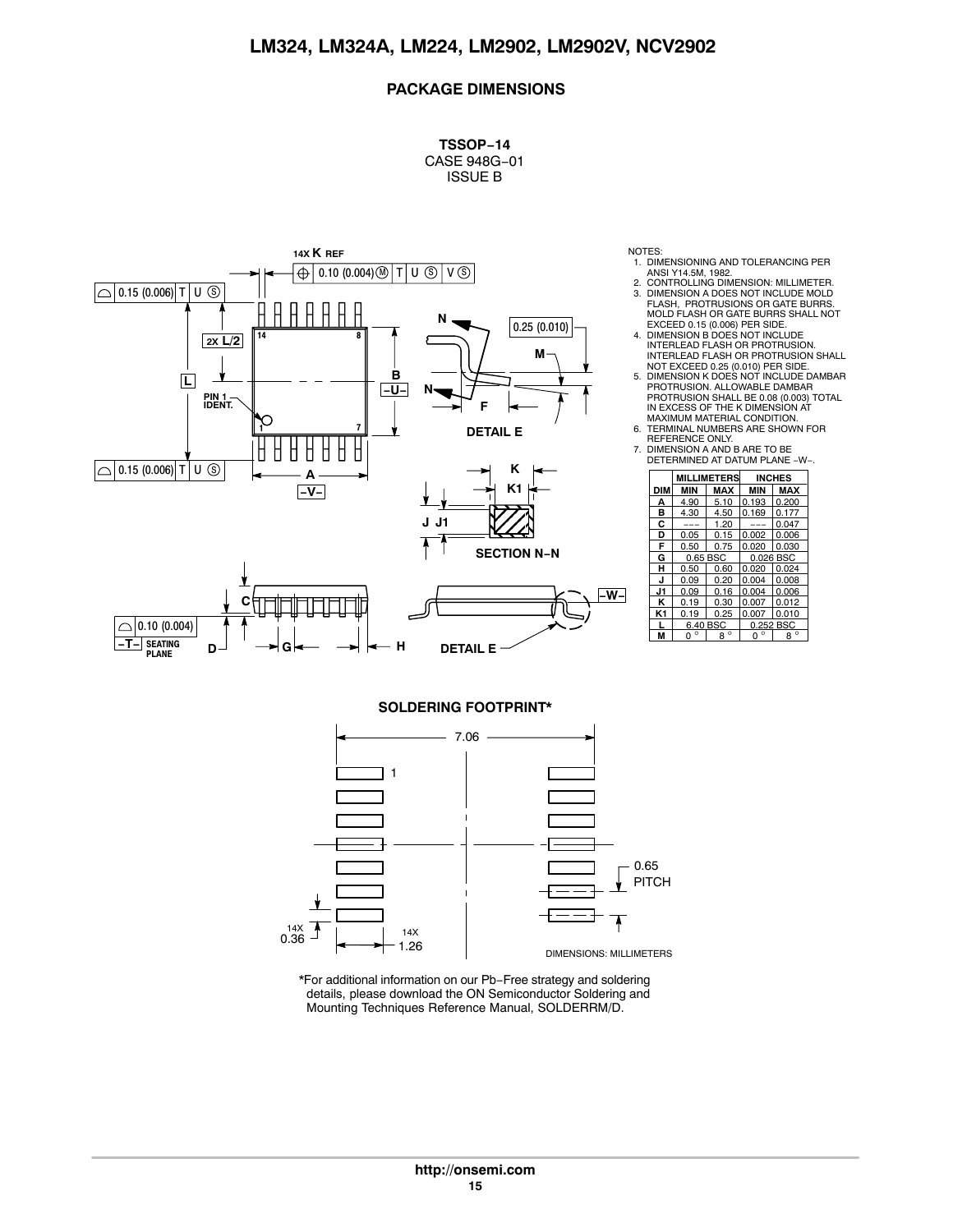## PACKAGE DIMENSIONS

**TSSOP−14**
CASE 948G−01
ISSUE B

NOTES:
1. DIMENSIONING AND TOLERANCING PER ANSI Y14.5M, 1982.
2. CONTROLLING DIMENSION: MILLIMETER.
3. DIMENSION A DOES NOT INCLUDE MOLD FLASH, PROTRUSIONS OR GATE BURRS. MOLD FLASH OR GATE BURRS SHALL NOT EXCEED 0.15 (0.006) PER SIDE.
4. DIMENSION B DOES NOT INCLUDE INTERLEAD FLASH OR PROTRUSION. INTERLEAD FLASH OR PROTRUSION SHALL NOT EXCEED 0.25 (0.010) PER SIDE.
5. DIMENSION K DOES NOT INCLUDE DAMBAR PROTRUSION. ALLOWABLE DAMBAR PROTRUSION SHALL BE 0.08 (0.003) TOTAL IN EXCESS OF THE K DIMENSION AT MAXIMUM MATERIAL CONDITION.
6. TERMINAL NUMBERS ARE SHOWN FOR REFERENCE ONLY.
7. DIMENSION A AND B ARE TO BE DETERMINED AT DATUM PLANE −W−.

| DIM | MILLIMETERS MIN | MILLIMETERS MAX | INCHES MIN | INCHES MAX |
|---|---|---|---|---|
| A | 4.90 | 5.10 | 0.193 | 0.200 |
| B | 4.30 | 4.50 | 0.169 | 0.177 |
| C | --- | 1.20 | --- | 0.047 |
| D | 0.05 | 0.15 | 0.002 | 0.006 |
| F | 0.50 | 0.75 | 0.020 | 0.030 |
| G | 0.65 BSC | | 0.026 BSC | |
| H | 0.50 | 0.60 | 0.020 | 0.024 |
| J | 0.09 | 0.20 | 0.004 | 0.008 |
| J1 | 0.09 | 0.16 | 0.004 | 0.006 |
| K | 0.19 | 0.30 | 0.007 | 0.012 |
| K1 | 0.19 | 0.25 | 0.007 | 0.010 |
| L | 6.40 BSC | | 0.252 BSC | |
| M | 0 ° | 8 ° | 0 ° | 8 ° |

### SOLDERING FOOTPRINT*

7.06

0.65 PITCH

14X 0.36

14X 1.26

DIMENSIONS: MILLIMETERS

*For additional information on our Pb−Free strategy and soldering details, please download the ON Semiconductor Soldering and Mounting Techniques Reference Manual, SOLDERRM/D.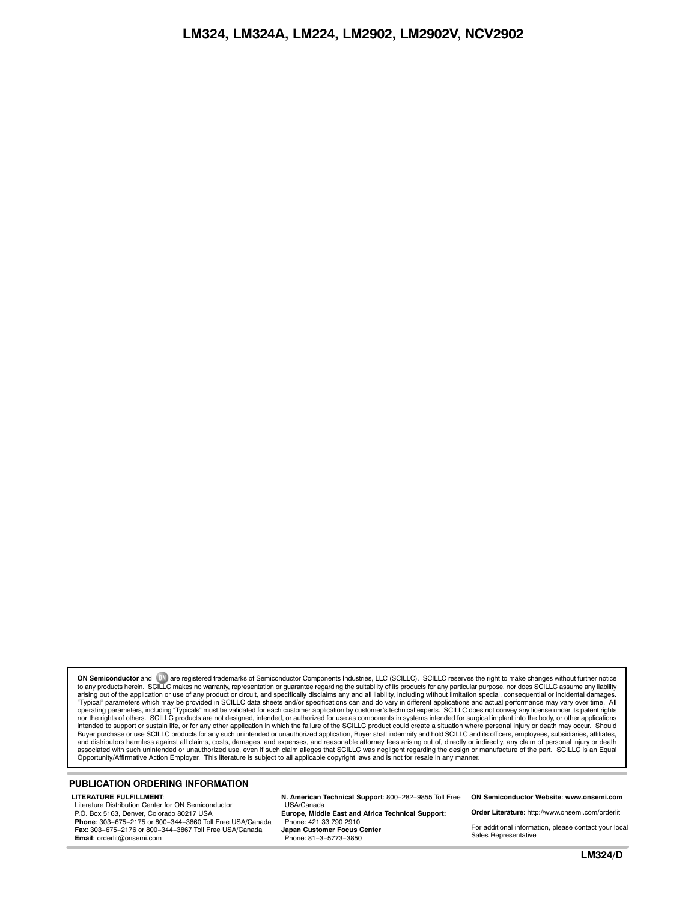**ON Semiconductor** and ON are registered trademarks of Semiconductor Components Industries, LLC (SCILLC). SCILLC reserves the right to make changes without further notice to any products herein. SCILLC makes no warranty, representation or guarantee regarding the suitability of its products for any particular purpose, nor does SCILLC assume any liability arising out of the application or use of any product or circuit, and specifically disclaims any and all liability, including without limitation special, consequential or incidental damages. "Typical" parameters which may be provided in SCILLC data sheets and/or specifications can and do vary in different applications and actual performance may vary over time. All operating parameters, including "Typicals" must be validated for each customer application by customer's technical experts. SCILLC does not convey any license under its patent rights nor the rights of others. SCILLC products are not designed, intended, or authorized for use as components in systems intended for surgical implant into the body, or other applications intended to support or sustain life, or for any other application in which the failure of the SCILLC product could create a situation where personal injury or death may occur. Should Buyer purchase or use SCILLC products for any such unintended or unauthorized application, Buyer shall indemnify and hold SCILLC and its officers, employees, subsidiaries, affiliates, and distributors harmless against all claims, costs, damages, and expenses, and reasonable attorney fees arising out of, directly or indirectly, any claim of personal injury or death associated with such unintended or unauthorized use, even if such claim alleges that SCILLC was negligent regarding the design or manufacture of the part. SCILLC is an Equal Opportunity/Affirmative Action Employer. This literature is subject to all applicable copyright laws and is not for resale in any manner.

## PUBLICATION ORDERING INFORMATION

**LITERATURE FULFILLMENT**:
Literature Distribution Center for ON Semiconductor
P.O. Box 5163, Denver, Colorado 80217 USA
**Phone**: 303−675−2175 or 800−344−3860 Toll Free USA/Canada
**Fax**: 303−675−2176 or 800−344−3867 Toll Free USA/Canada
**Email**: orderlit@onsemi.com

**N. American Technical Support**: 800−282−9855 Toll Free USA/Canada
**Europe, Middle East and Africa Technical Support:**
Phone: 421 33 790 2910
**Japan Customer Focus Center**
Phone: 81−3−5773−3850

**ON Semiconductor Website**: **www.onsemi.com**

**Order Literature**: http://www.onsemi.com/orderlit

For additional information, please contact your local Sales Representative

**LM324/D**